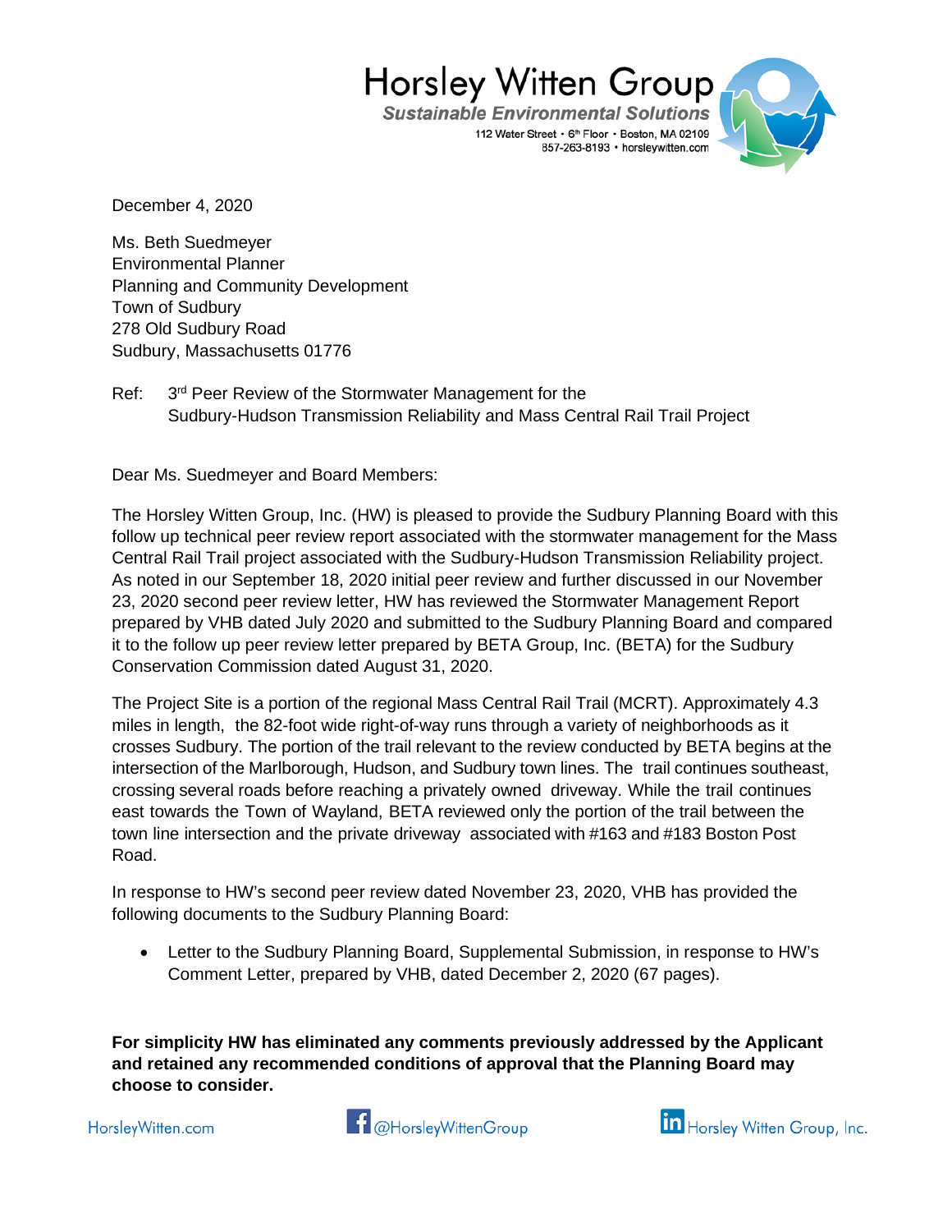Horsley Witten Group
*Sustainable Environmental Solutions*
112 Water Street • 6th Floor • Boston, MA 02109
857-263-8193 • horsleywitten.com

December 4, 2020

Ms. Beth Suedmeyer
Environmental Planner
Planning and Community Development
Town of Sudbury
278 Old Sudbury Road
Sudbury, Massachusetts 01776

Ref: 3rd Peer Review of the Stormwater Management for the Sudbury-Hudson Transmission Reliability and Mass Central Rail Trail Project

Dear Ms. Suedmeyer and Board Members:

The Horsley Witten Group, Inc. (HW) is pleased to provide the Sudbury Planning Board with this follow up technical peer review report associated with the stormwater management for the Mass Central Rail Trail project associated with the Sudbury-Hudson Transmission Reliability project. As noted in our September 18, 2020 initial peer review and further discussed in our November 23, 2020 second peer review letter, HW has reviewed the Stormwater Management Report prepared by VHB dated July 2020 and submitted to the Sudbury Planning Board and compared it to the follow up peer review letter prepared by BETA Group, Inc. (BETA) for the Sudbury Conservation Commission dated August 31, 2020.

The Project Site is a portion of the regional Mass Central Rail Trail (MCRT). Approximately 4.3 miles in length, the 82-foot wide right-of-way runs through a variety of neighborhoods as it crosses Sudbury. The portion of the trail relevant to the review conducted by BETA begins at the intersection of the Marlborough, Hudson, and Sudbury town lines. The trail continues southeast, crossing several roads before reaching a privately owned driveway. While the trail continues east towards the Town of Wayland, BETA reviewed only the portion of the trail between the town line intersection and the private driveway associated with #163 and #183 Boston Post Road.

In response to HW's second peer review dated November 23, 2020, VHB has provided the following documents to the Sudbury Planning Board:

- Letter to the Sudbury Planning Board, Supplemental Submission, in response to HW's Comment Letter, prepared by VHB, dated December 2, 2020 (67 pages).

**For simplicity HW has eliminated any comments previously addressed by the Applicant and retained any recommended conditions of approval that the Planning Board may choose to consider.**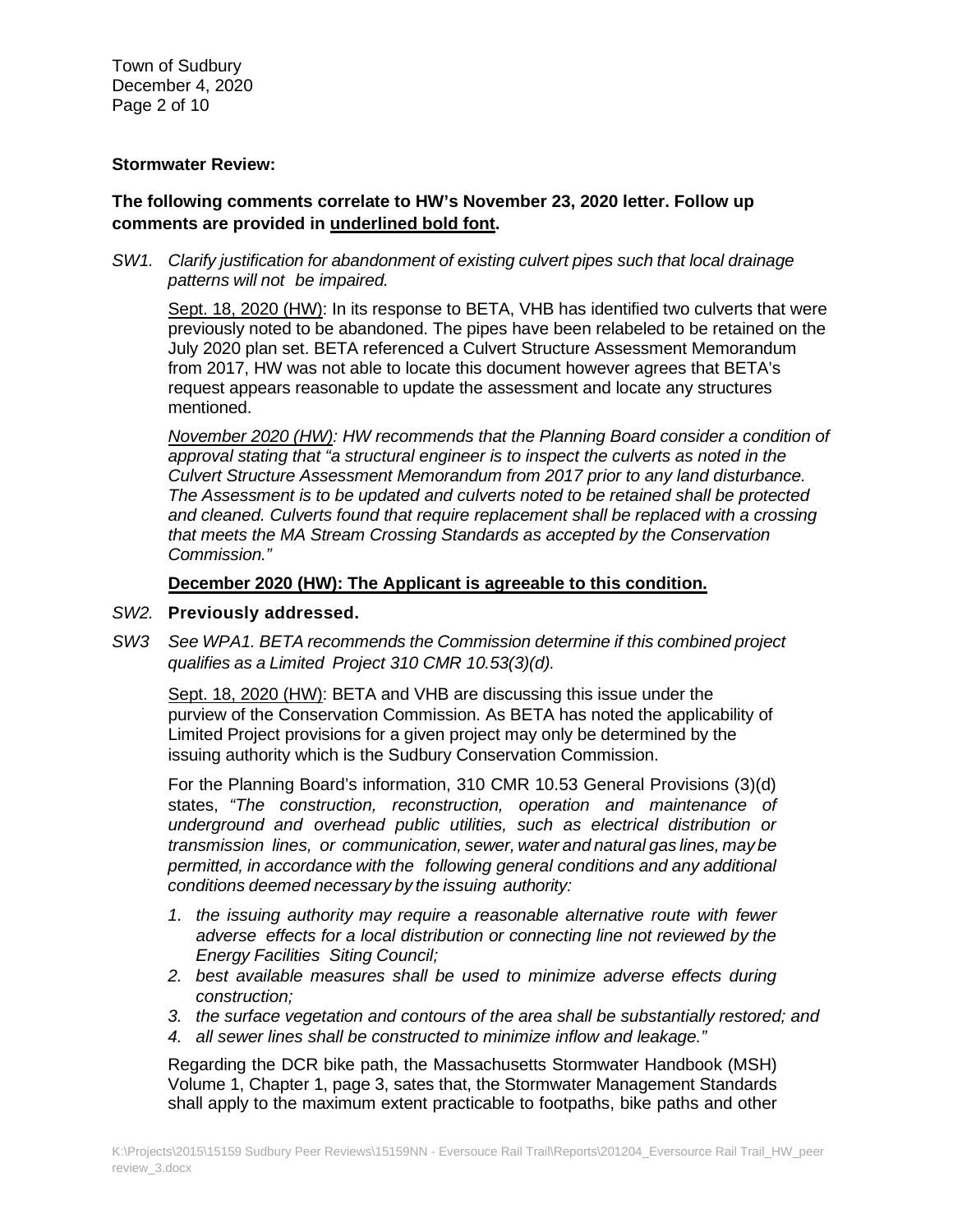**Stormwater Review:**

**The following comments correlate to HW's November 23, 2020 letter. Follow up comments are provided in <u>underlined bold font</u>.**

*SW1. Clarify justification for abandonment of existing culvert pipes such that local drainage patterns will not be impaired.*

<u>Sept. 18, 2020 (HW)</u>: In its response to BETA, VHB has identified two culverts that were previously noted to be abandoned. The pipes have been relabeled to be retained on the July 2020 plan set. BETA referenced a Culvert Structure Assessment Memorandum from 2017, HW was not able to locate this document however agrees that BETA's request appears reasonable to update the assessment and locate any structures mentioned.

*<u>November 2020 (HW)</u>: HW recommends that the Planning Board consider a condition of approval stating that "a structural engineer is to inspect the culverts as noted in the Culvert Structure Assessment Memorandum from 2017 prior to any land disturbance. The Assessment is to be updated and culverts noted to be retained shall be protected and cleaned. Culverts found that require replacement shall be replaced with a crossing that meets the MA Stream Crossing Standards as accepted by the Conservation Commission."*

**<u>December 2020 (HW): The Applicant is agreeable to this condition.</u>**

*SW2.* **Previously addressed.**

*SW3 See WPA1. BETA recommends the Commission determine if this combined project qualifies as a Limited Project 310 CMR 10.53(3)(d).*

<u>Sept. 18, 2020 (HW)</u>: BETA and VHB are discussing this issue under the purview of the Conservation Commission. As BETA has noted the applicability of Limited Project provisions for a given project may only be determined by the issuing authority which is the Sudbury Conservation Commission.

For the Planning Board's information, 310 CMR 10.53 General Provisions (3)(d) states, *"The construction, reconstruction, operation and maintenance of underground and overhead public utilities, such as electrical distribution or transmission lines, or communication, sewer, water and natural gas lines, may be permitted, in accordance with the following general conditions and any additional conditions deemed necessary by the issuing authority:*

1. *the issuing authority may require a reasonable alternative route with fewer adverse effects for a local distribution or connecting line not reviewed by the Energy Facilities Siting Council;*
2. *best available measures shall be used to minimize adverse effects during construction;*
3. *the surface vegetation and contours of the area shall be substantially restored; and*
4. *all sewer lines shall be constructed to minimize inflow and leakage."*

Regarding the DCR bike path, the Massachusetts Stormwater Handbook (MSH) Volume 1, Chapter 1, page 3, sates that, the Stormwater Management Standards shall apply to the maximum extent practicable to footpaths, bike paths and other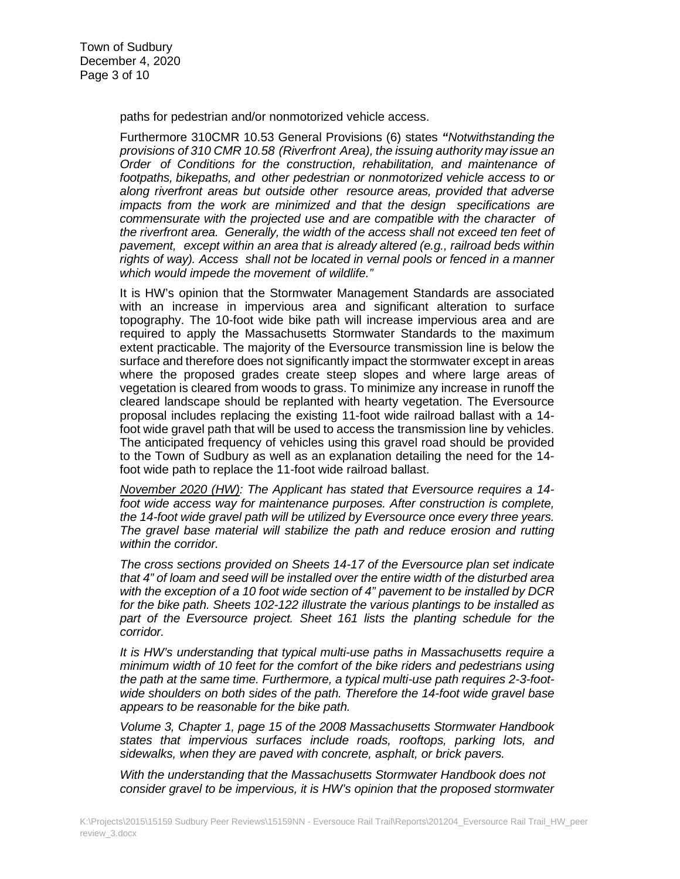paths for pedestrian and/or nonmotorized vehicle access.

Furthermore 310CMR 10.53 General Provisions (6) states ***"****Notwithstanding the provisions of 310 CMR 10.58 (Riverfront Area), the issuing authority may issue an Order of Conditions for the construction, rehabilitation, and maintenance of footpaths, bikepaths, and other pedestrian or nonmotorized vehicle access to or along riverfront areas but outside other resource areas, provided that adverse impacts from the work are minimized and that the design specifications are commensurate with the projected use and are compatible with the character of the riverfront area. Generally, the width of the access shall not exceed ten feet of pavement, except within an area that is already altered (e.g., railroad beds within rights of way). Access shall not be located in vernal pools or fenced in a manner which would impede the movement of wildlife."*

It is HW's opinion that the Stormwater Management Standards are associated with an increase in impervious area and significant alteration to surface topography. The 10-foot wide bike path will increase impervious area and are required to apply the Massachusetts Stormwater Standards to the maximum extent practicable. The majority of the Eversource transmission line is below the surface and therefore does not significantly impact the stormwater except in areas where the proposed grades create steep slopes and where large areas of vegetation is cleared from woods to grass. To minimize any increase in runoff the cleared landscape should be replanted with hearty vegetation. The Eversource proposal includes replacing the existing 11-foot wide railroad ballast with a 14-foot wide gravel path that will be used to access the transmission line by vehicles. The anticipated frequency of vehicles using this gravel road should be provided to the Town of Sudbury as well as an explanation detailing the need for the 14-foot wide path to replace the 11-foot wide railroad ballast.

*<u>November 2020 (HW)</u>: The Applicant has stated that Eversource requires a 14-foot wide access way for maintenance purposes. After construction is complete, the 14-foot wide gravel path will be utilized by Eversource once every three years. The gravel base material will stabilize the path and reduce erosion and rutting within the corridor.*

*The cross sections provided on Sheets 14-17 of the Eversource plan set indicate that 4" of loam and seed will be installed over the entire width of the disturbed area with the exception of a 10 foot wide section of 4" pavement to be installed by DCR for the bike path. Sheets 102-122 illustrate the various plantings to be installed as part of the Eversource project. Sheet 161 lists the planting schedule for the corridor.*

*It is HW's understanding that typical multi-use paths in Massachusetts require a minimum width of 10 feet for the comfort of the bike riders and pedestrians using the path at the same time. Furthermore, a typical multi-use path requires 2-3-foot-wide shoulders on both sides of the path. Therefore the 14-foot wide gravel base appears to be reasonable for the bike path.*

*Volume 3, Chapter 1, page 15 of the 2008 Massachusetts Stormwater Handbook states that impervious surfaces include roads, rooftops, parking lots, and sidewalks, when they are paved with concrete, asphalt, or brick pavers.*

*With the understanding that the Massachusetts Stormwater Handbook does not consider gravel to be impervious, it is HW's opinion that the proposed stormwater*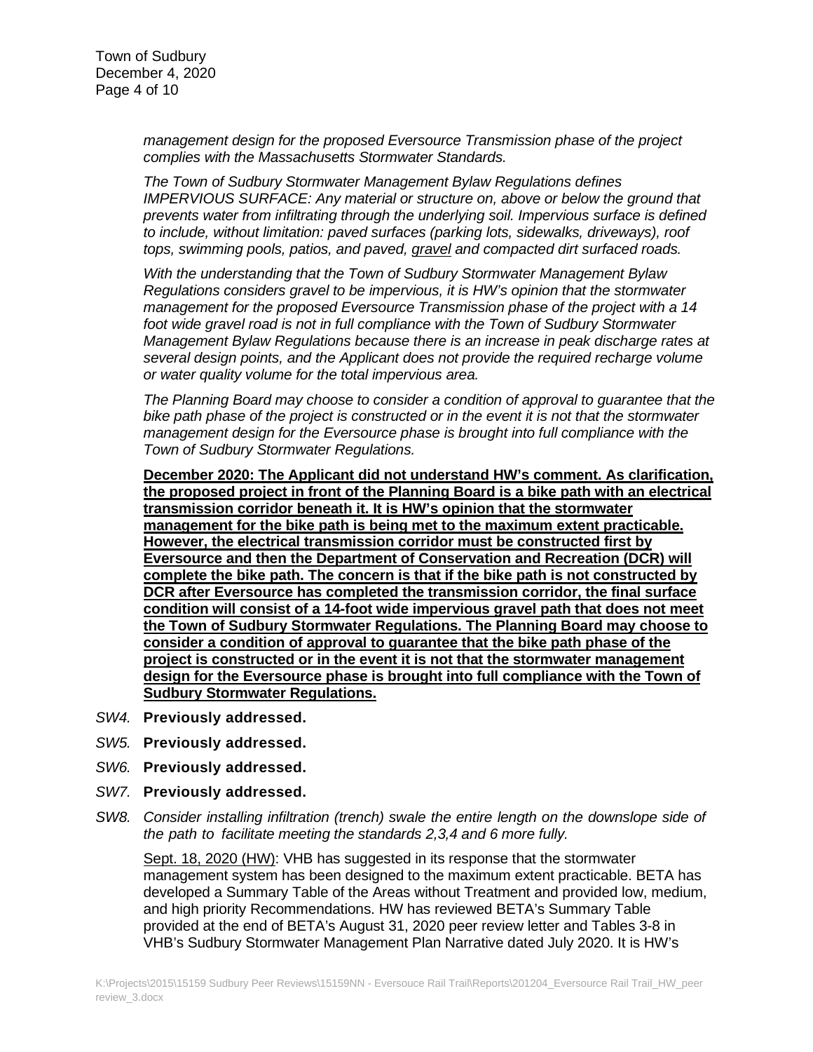*management design for the proposed Eversource Transmission phase of the project complies with the Massachusetts Stormwater Standards.*

*The Town of Sudbury Stormwater Management Bylaw Regulations defines IMPERVIOUS SURFACE: Any material or structure on, above or below the ground that prevents water from infiltrating through the underlying soil. Impervious surface is defined to include, without limitation: paved surfaces (parking lots, sidewalks, driveways), roof tops, swimming pools, patios, and paved, <u>gravel</u> and compacted dirt surfaced roads.*

*With the understanding that the Town of Sudbury Stormwater Management Bylaw Regulations considers gravel to be impervious, it is HW's opinion that the stormwater management for the proposed Eversource Transmission phase of the project with a 14 foot wide gravel road is not in full compliance with the Town of Sudbury Stormwater Management Bylaw Regulations because there is an increase in peak discharge rates at several design points, and the Applicant does not provide the required recharge volume or water quality volume for the total impervious area.*

*The Planning Board may choose to consider a condition of approval to guarantee that the bike path phase of the project is constructed or in the event it is not that the stormwater management design for the Eversource phase is brought into full compliance with the Town of Sudbury Stormwater Regulations.*

**<u>December 2020: The Applicant did not understand HW's comment. As clarification, the proposed project in front of the Planning Board is a bike path with an electrical transmission corridor beneath it. It is HW's opinion that the stormwater management for the bike path is being met to the maximum extent practicable. However, the electrical transmission corridor must be constructed first by Eversource and then the Department of Conservation and Recreation (DCR) will complete the bike path. The concern is that if the bike path is not constructed by DCR after Eversource has completed the transmission corridor, the final surface condition will consist of a 14-foot wide impervious gravel path that does not meet the Town of Sudbury Stormwater Regulations. The Planning Board may choose to consider a condition of approval to guarantee that the bike path phase of the project is constructed or in the event it is not that the stormwater management design for the Eversource phase is brought into full compliance with the Town of Sudbury Stormwater Regulations.</u>**

*SW4.* **Previously addressed.**

*SW5.* **Previously addressed.**

*SW6.* **Previously addressed.**

*SW7.* **Previously addressed.**

*SW8.* *Consider installing infiltration (trench) swale the entire length on the downslope side of the path to facilitate meeting the standards 2,3,4 and 6 more fully.*

<u>Sept. 18, 2020 (HW)</u>: VHB has suggested in its response that the stormwater management system has been designed to the maximum extent practicable. BETA has developed a Summary Table of the Areas without Treatment and provided low, medium, and high priority Recommendations. HW has reviewed BETA's Summary Table provided at the end of BETA's August 31, 2020 peer review letter and Tables 3-8 in VHB's Sudbury Stormwater Management Plan Narrative dated July 2020. It is HW's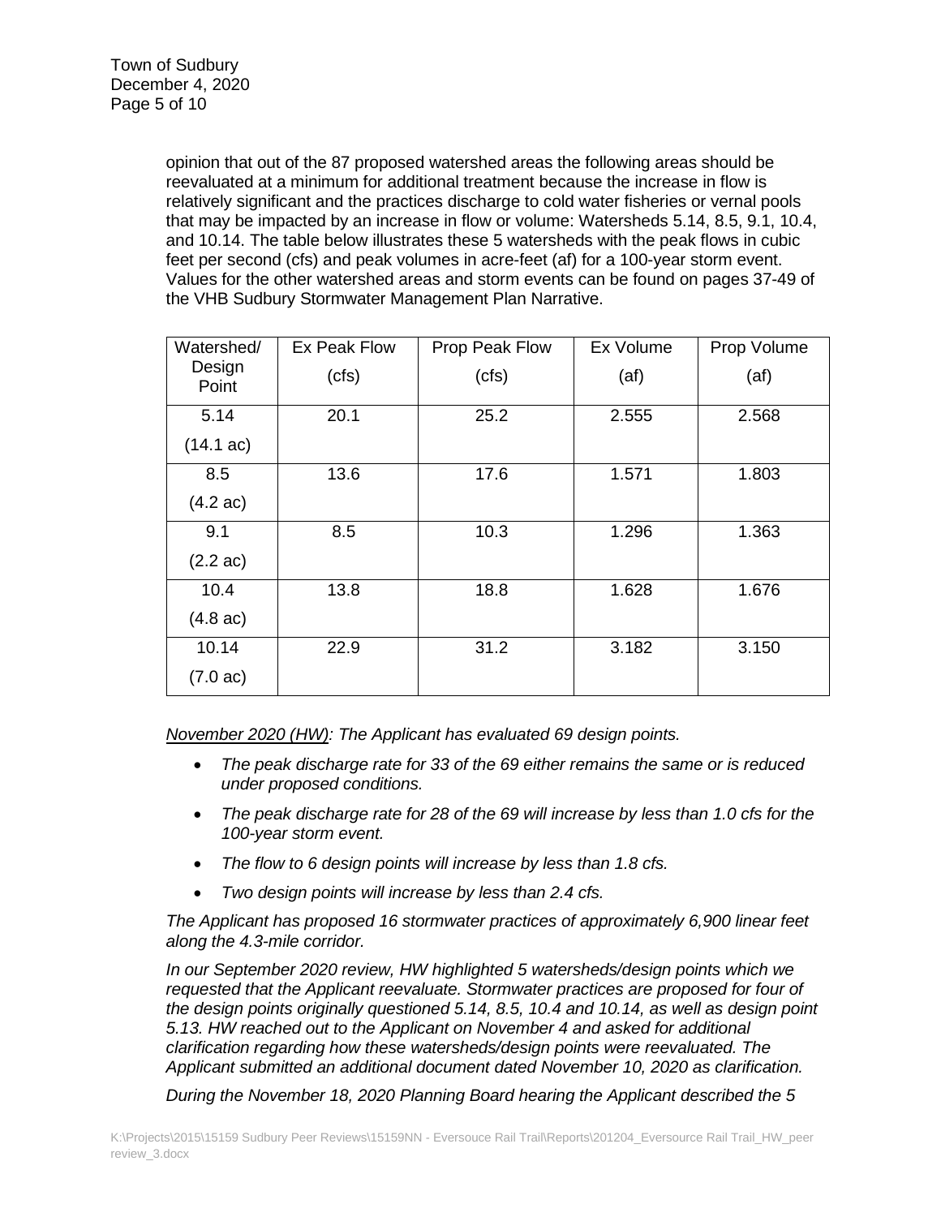opinion that out of the 87 proposed watershed areas the following areas should be reevaluated at a minimum for additional treatment because the increase in flow is relatively significant and the practices discharge to cold water fisheries or vernal pools that may be impacted by an increase in flow or volume: Watersheds 5.14, 8.5, 9.1, 10.4, and 10.14. The table below illustrates these 5 watersheds with the peak flows in cubic feet per second (cfs) and peak volumes in acre-feet (af) for a 100-year storm event. Values for the other watershed areas and storm events can be found on pages 37-49 of the VHB Sudbury Stormwater Management Plan Narrative.

| Watershed/ Design Point | Ex Peak Flow (cfs) | Prop Peak Flow (cfs) | Ex Volume (af) | Prop Volume (af) |
|---|---|---|---|---|
| 5.14 (14.1 ac) | 20.1 | 25.2 | 2.555 | 2.568 |
| 8.5 (4.2 ac) | 13.6 | 17.6 | 1.571 | 1.803 |
| 9.1 (2.2 ac) | 8.5 | 10.3 | 1.296 | 1.363 |
| 10.4 (4.8 ac) | 13.8 | 18.8 | 1.628 | 1.676 |
| 10.14 (7.0 ac) | 22.9 | 31.2 | 3.182 | 3.150 |

*<u>November 2020 (HW)</u>: The Applicant has evaluated 69 design points.*

- *The peak discharge rate for 33 of the 69 either remains the same or is reduced under proposed conditions.*
- *The peak discharge rate for 28 of the 69 will increase by less than 1.0 cfs for the 100-year storm event.*
- *The flow to 6 design points will increase by less than 1.8 cfs.*
- *Two design points will increase by less than 2.4 cfs.*

*The Applicant has proposed 16 stormwater practices of approximately 6,900 linear feet along the 4.3-mile corridor.*

*In our September 2020 review, HW highlighted 5 watersheds/design points which we requested that the Applicant reevaluate. Stormwater practices are proposed for four of the design points originally questioned 5.14, 8.5, 10.4 and 10.14, as well as design point 5.13. HW reached out to the Applicant on November 4 and asked for additional clarification regarding how these watersheds/design points were reevaluated. The Applicant submitted an additional document dated November 10, 2020 as clarification.*

*During the November 18, 2020 Planning Board hearing the Applicant described the 5*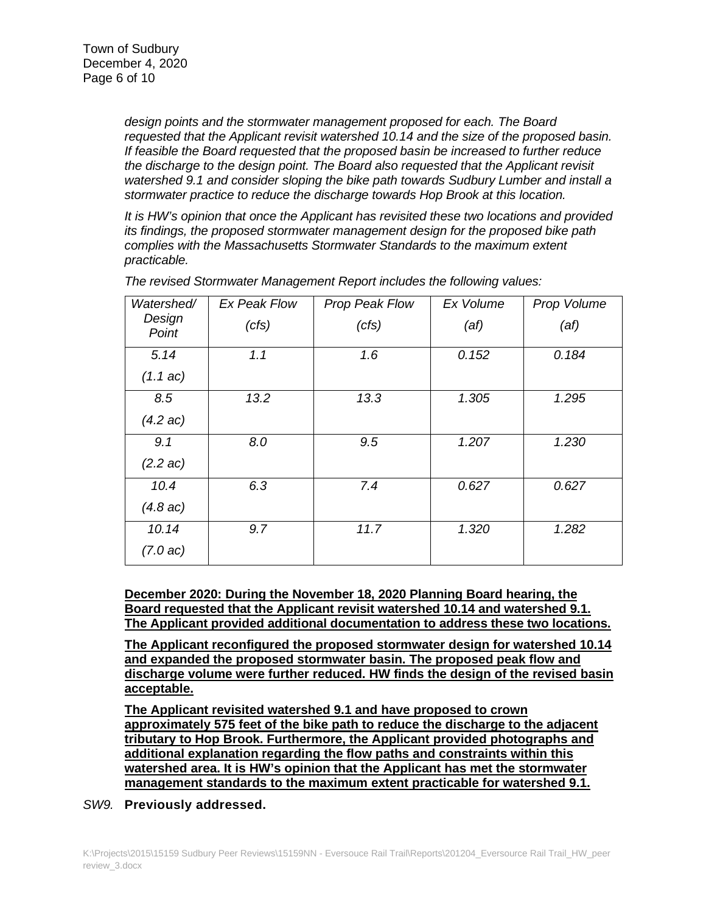*design points and the stormwater management proposed for each. The Board requested that the Applicant revisit watershed 10.14 and the size of the proposed basin. If feasible the Board requested that the proposed basin be increased to further reduce the discharge to the design point. The Board also requested that the Applicant revisit watershed 9.1 and consider sloping the bike path towards Sudbury Lumber and install a stormwater practice to reduce the discharge towards Hop Brook at this location.*

*It is HW's opinion that once the Applicant has revisited these two locations and provided its findings, the proposed stormwater management design for the proposed bike path complies with the Massachusetts Stormwater Standards to the maximum extent practicable.*

*The revised Stormwater Management Report includes the following values:*

| *Watershed/ Design Point* | *Ex Peak Flow (cfs)* | *Prop Peak Flow (cfs)* | *Ex Volume (af)* | *Prop Volume (af)* |
|---|---|---|---|---|
| *5.14 (1.1 ac)* | *1.1* | *1.6* | *0.152* | *0.184* |
| *8.5 (4.2 ac)* | *13.2* | *13.3* | *1.305* | *1.295* |
| *9.1 (2.2 ac)* | *8.0* | *9.5* | *1.207* | *1.230* |
| *10.4 (4.8 ac)* | *6.3* | *7.4* | *0.627* | *0.627* |
| *10.14 (7.0 ac)* | *9.7* | *11.7* | *1.320* | *1.282* |

**December 2020: During the November 18, 2020 Planning Board hearing, the Board requested that the Applicant revisit watershed 10.14 and watershed 9.1. The Applicant provided additional documentation to address these two locations.**

**The Applicant reconfigured the proposed stormwater design for watershed 10.14 and expanded the proposed stormwater basin. The proposed peak flow and discharge volume were further reduced. HW finds the design of the revised basin acceptable.**

**The Applicant revisited watershed 9.1 and have proposed to crown approximately 575 feet of the bike path to reduce the discharge to the adjacent tributary to Hop Brook. Furthermore, the Applicant provided photographs and additional explanation regarding the flow paths and constraints within this watershed area. It is HW's opinion that the Applicant has met the stormwater management standards to the maximum extent practicable for watershed 9.1.**

*SW9.* **Previously addressed.**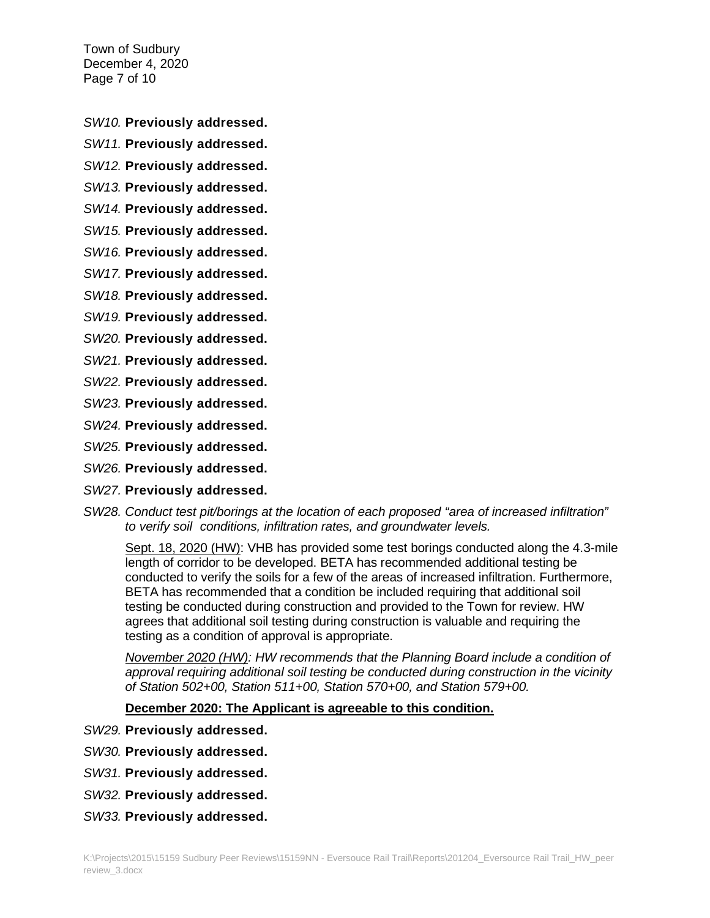*SW10.* **Previously addressed.**

*SW11.* **Previously addressed.**

*SW12.* **Previously addressed.**

*SW13.* **Previously addressed.**

*SW14.* **Previously addressed.**

*SW15.* **Previously addressed.**

*SW16.* **Previously addressed.**

*SW17.* **Previously addressed.**

*SW18.* **Previously addressed.**

*SW19.* **Previously addressed.**

*SW20.* **Previously addressed.**

*SW21.* **Previously addressed.**

*SW22.* **Previously addressed.**

*SW23.* **Previously addressed.**

*SW24.* **Previously addressed.**

*SW25.* **Previously addressed.**

*SW26.* **Previously addressed.**

*SW27.* **Previously addressed.**

*SW28. Conduct test pit/borings at the location of each proposed "area of increased infiltration" to verify soil conditions, infiltration rates, and groundwater levels.*

Sept. 18, 2020 (HW): VHB has provided some test borings conducted along the 4.3-mile length of corridor to be developed. BETA has recommended additional testing be conducted to verify the soils for a few of the areas of increased infiltration. Furthermore, BETA has recommended that a condition be included requiring that additional soil testing be conducted during construction and provided to the Town for review. HW agrees that additional soil testing during construction is valuable and requiring the testing as a condition of approval is appropriate.

*November 2020 (HW): HW recommends that the Planning Board include a condition of approval requiring additional soil testing be conducted during construction in the vicinity of Station 502+00, Station 511+00, Station 570+00, and Station 579+00.*

**December 2020: The Applicant is agreeable to this condition.**

*SW29.* **Previously addressed.**

*SW30.* **Previously addressed.**

*SW31.* **Previously addressed.**

*SW32.* **Previously addressed.**

*SW33.* **Previously addressed.**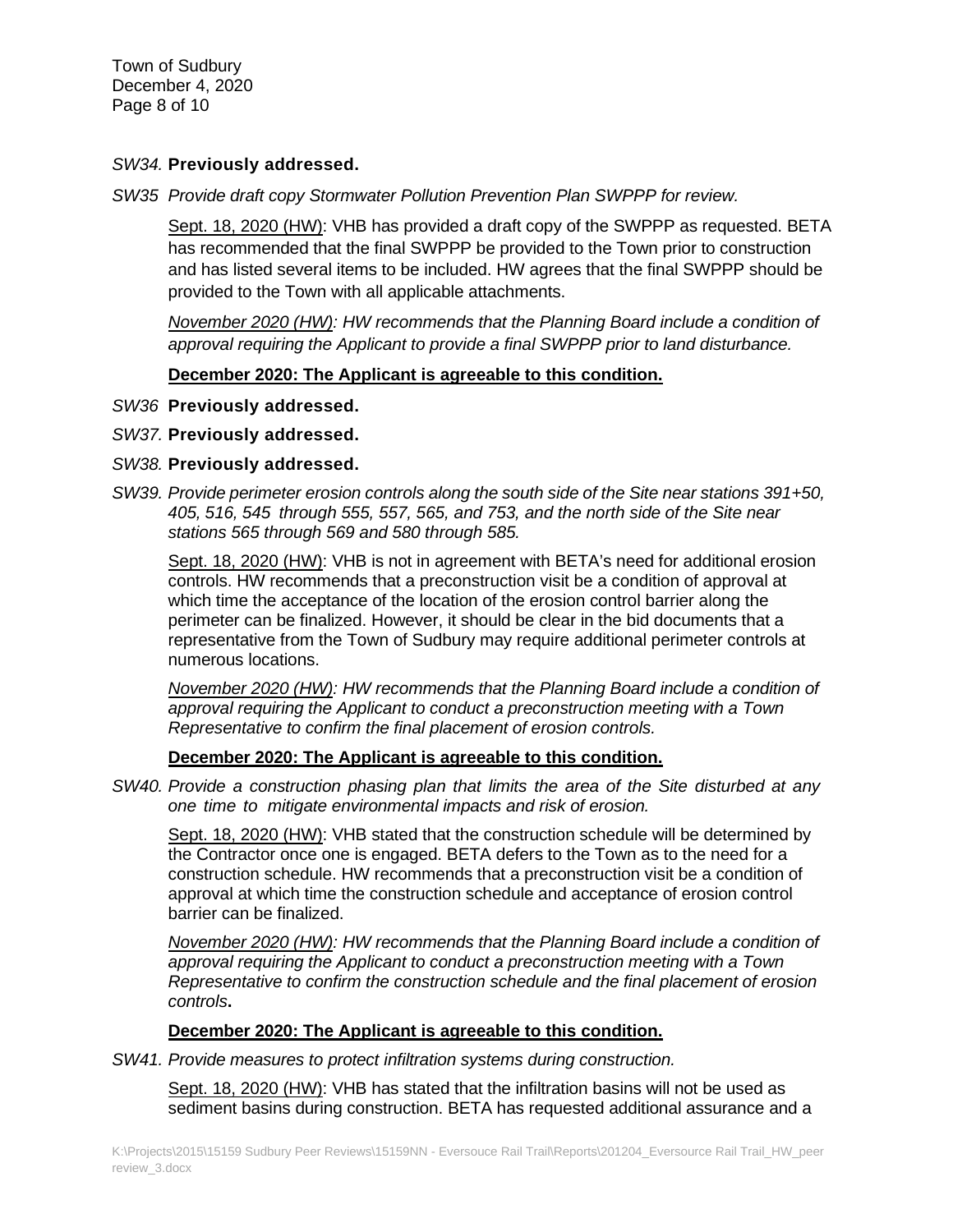*SW34.* **Previously addressed.**

*SW35 Provide draft copy Stormwater Pollution Prevention Plan SWPPP for review.*

Sept. 18, 2020 (HW): VHB has provided a draft copy of the SWPPP as requested. BETA has recommended that the final SWPPP be provided to the Town prior to construction and has listed several items to be included. HW agrees that the final SWPPP should be provided to the Town with all applicable attachments.

*November 2020 (HW): HW recommends that the Planning Board include a condition of approval requiring the Applicant to provide a final SWPPP prior to land disturbance.*

**December 2020: The Applicant is agreeable to this condition.**

*SW36* **Previously addressed.**

*SW37.* **Previously addressed.**

*SW38.* **Previously addressed.**

*SW39. Provide perimeter erosion controls along the south side of the Site near stations 391+50, 405, 516, 545 through 555, 557, 565, and 753, and the north side of the Site near stations 565 through 569 and 580 through 585.*

Sept. 18, 2020 (HW): VHB is not in agreement with BETA's need for additional erosion controls. HW recommends that a preconstruction visit be a condition of approval at which time the acceptance of the location of the erosion control barrier along the perimeter can be finalized. However, it should be clear in the bid documents that a representative from the Town of Sudbury may require additional perimeter controls at numerous locations.

*November 2020 (HW): HW recommends that the Planning Board include a condition of approval requiring the Applicant to conduct a preconstruction meeting with a Town Representative to confirm the final placement of erosion controls.*

**December 2020: The Applicant is agreeable to this condition.**

*SW40. Provide a construction phasing plan that limits the area of the Site disturbed at any one time to mitigate environmental impacts and risk of erosion.*

Sept. 18, 2020 (HW): VHB stated that the construction schedule will be determined by the Contractor once one is engaged. BETA defers to the Town as to the need for a construction schedule. HW recommends that a preconstruction visit be a condition of approval at which time the construction schedule and acceptance of erosion control barrier can be finalized.

*November 2020 (HW): HW recommends that the Planning Board include a condition of approval requiring the Applicant to conduct a preconstruction meeting with a Town Representative to confirm the construction schedule and the final placement of erosion controls***.**

**December 2020: The Applicant is agreeable to this condition.**

*SW41. Provide measures to protect infiltration systems during construction.*

Sept. 18, 2020 (HW): VHB has stated that the infiltration basins will not be used as sediment basins during construction. BETA has requested additional assurance and a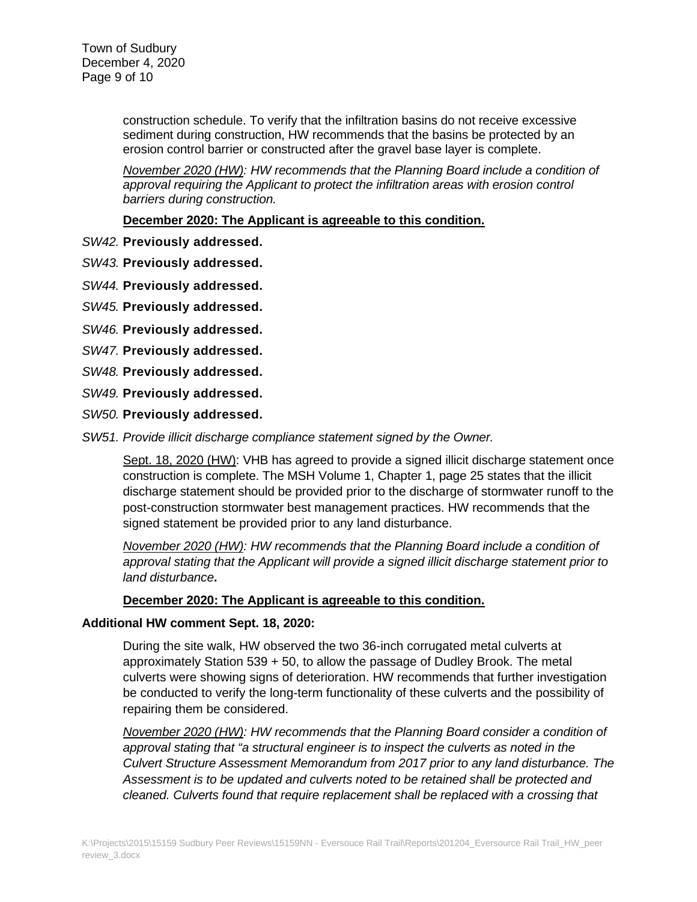construction schedule. To verify that the infiltration basins do not receive excessive sediment during construction, HW recommends that the basins be protected by an erosion control barrier or constructed after the gravel base layer is complete.

*<u>November 2020 (HW)</u>: HW recommends that the Planning Board include a condition of approval requiring the Applicant to protect the infiltration areas with erosion control barriers during construction.*

**<u>December 2020: The Applicant is agreeable to this condition.</u>**

*SW42.* **Previously addressed.**

*SW43.* **Previously addressed.**

*SW44.* **Previously addressed.**

*SW45.* **Previously addressed.**

*SW46.* **Previously addressed.**

*SW47.* **Previously addressed.**

*SW48.* **Previously addressed.**

*SW49.* **Previously addressed.**

*SW50.* **Previously addressed.**

*SW51. Provide illicit discharge compliance statement signed by the Owner.*

<u>Sept. 18, 2020 (HW)</u>: VHB has agreed to provide a signed illicit discharge statement once construction is complete. The MSH Volume 1, Chapter 1, page 25 states that the illicit discharge statement should be provided prior to the discharge of stormwater runoff to the post-construction stormwater best management practices. HW recommends that the signed statement be provided prior to any land disturbance.

*<u>November 2020 (HW)</u>: HW recommends that the Planning Board include a condition of approval stating that the Applicant will provide a signed illicit discharge statement prior to land disturbance***.**

**<u>December 2020: The Applicant is agreeable to this condition.</u>**

**Additional HW comment Sept. 18, 2020:**

During the site walk, HW observed the two 36-inch corrugated metal culverts at approximately Station 539 + 50, to allow the passage of Dudley Brook. The metal culverts were showing signs of deterioration. HW recommends that further investigation be conducted to verify the long-term functionality of these culverts and the possibility of repairing them be considered.

*<u>November 2020 (HW)</u>: HW recommends that the Planning Board consider a condition of approval stating that "a structural engineer is to inspect the culverts as noted in the Culvert Structure Assessment Memorandum from 2017 prior to any land disturbance. The Assessment is to be updated and culverts noted to be retained shall be protected and cleaned. Culverts found that require replacement shall be replaced with a crossing that*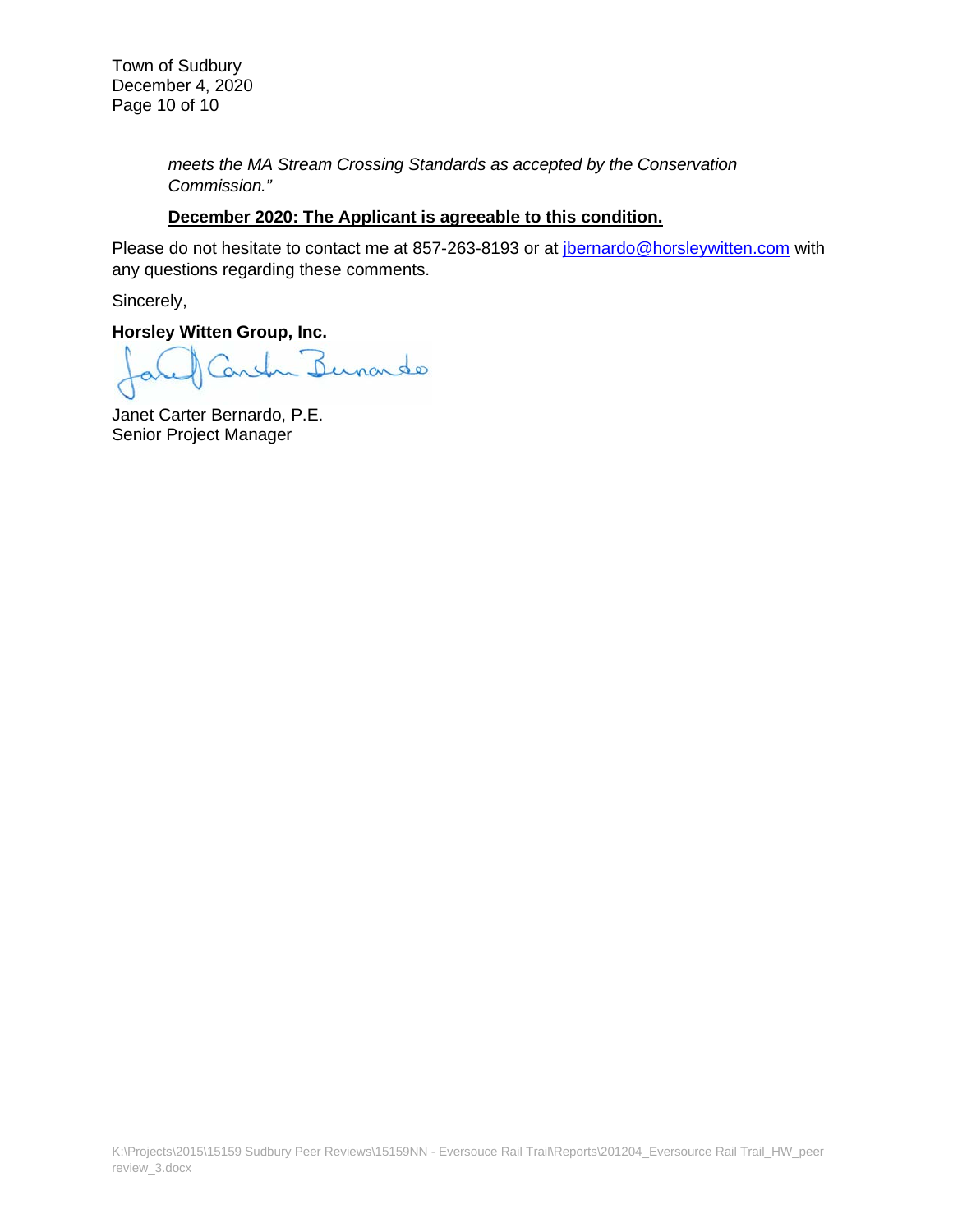*meets the MA Stream Crossing Standards as accepted by the Conservation Commission."*

**December 2020: The Applicant is agreeable to this condition.**

Please do not hesitate to contact me at 857-263-8193 or at jbernardo@horsleywitten.com with any questions regarding these comments.

Sincerely,

**Horsley Witten Group, Inc.**

Janet Carter Bernardo, P.E.
Senior Project Manager

K:\Projects\2015\15159 Sudbury Peer Reviews\15159NN - Eversouce Rail Trail\Reports\201204_Eversource Rail Trail_HW_peer review_3.docx